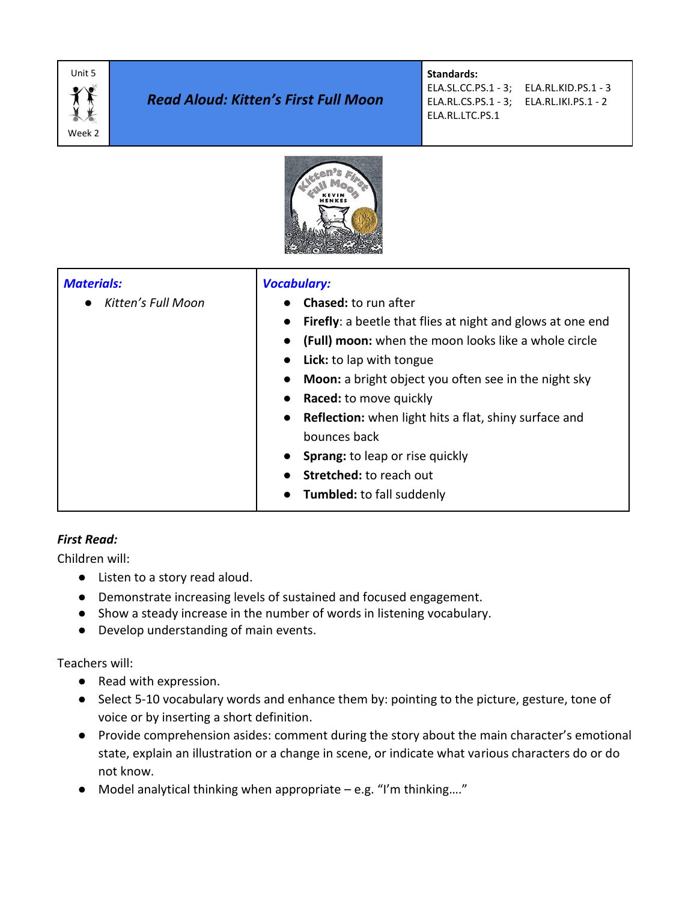| Unit 5<br>Week 2 | ***Read Aloud: Kitten's First Full Moon*** | **Standards:**<br>ELA.SL.CC.PS.1 - 3; ELA.RL.KID.PS.1 - 3<br>ELA.RL.CS.PS.1 - 3; ELA.RL.IKI.PS.1 - 2<br>ELA.RL.LTC.PS.1 |
|---|---|---|

| ***Materials:*** | ***Vocabulary:*** |
|---|---|
| • *Kitten's Full Moon* | • **Chased:** to run after<br>• **Firefly**: a beetle that flies at night and glows at one end<br>• **(Full) moon:** when the moon looks like a whole circle<br>• **Lick:** to lap with tongue<br>• **Moon:** a bright object you often see in the night sky<br>• **Raced:** to move quickly<br>• **Reflection:** when light hits a flat, shiny surface and bounces back<br>• **Sprang:** to leap or rise quickly<br>• **Stretched:** to reach out<br>• **Tumbled:** to fall suddenly |

***First Read:***

Children will:

- Listen to a story read aloud.
- Demonstrate increasing levels of sustained and focused engagement.
- Show a steady increase in the number of words in listening vocabulary.
- Develop understanding of main events.

Teachers will:

- Read with expression.
- Select 5-10 vocabulary words and enhance them by: pointing to the picture, gesture, tone of voice or by inserting a short definition.
- Provide comprehension asides: comment during the story about the main character's emotional state, explain an illustration or a change in scene, or indicate what various characters do or do not know.
- Model analytical thinking when appropriate – e.g. "I'm thinking…."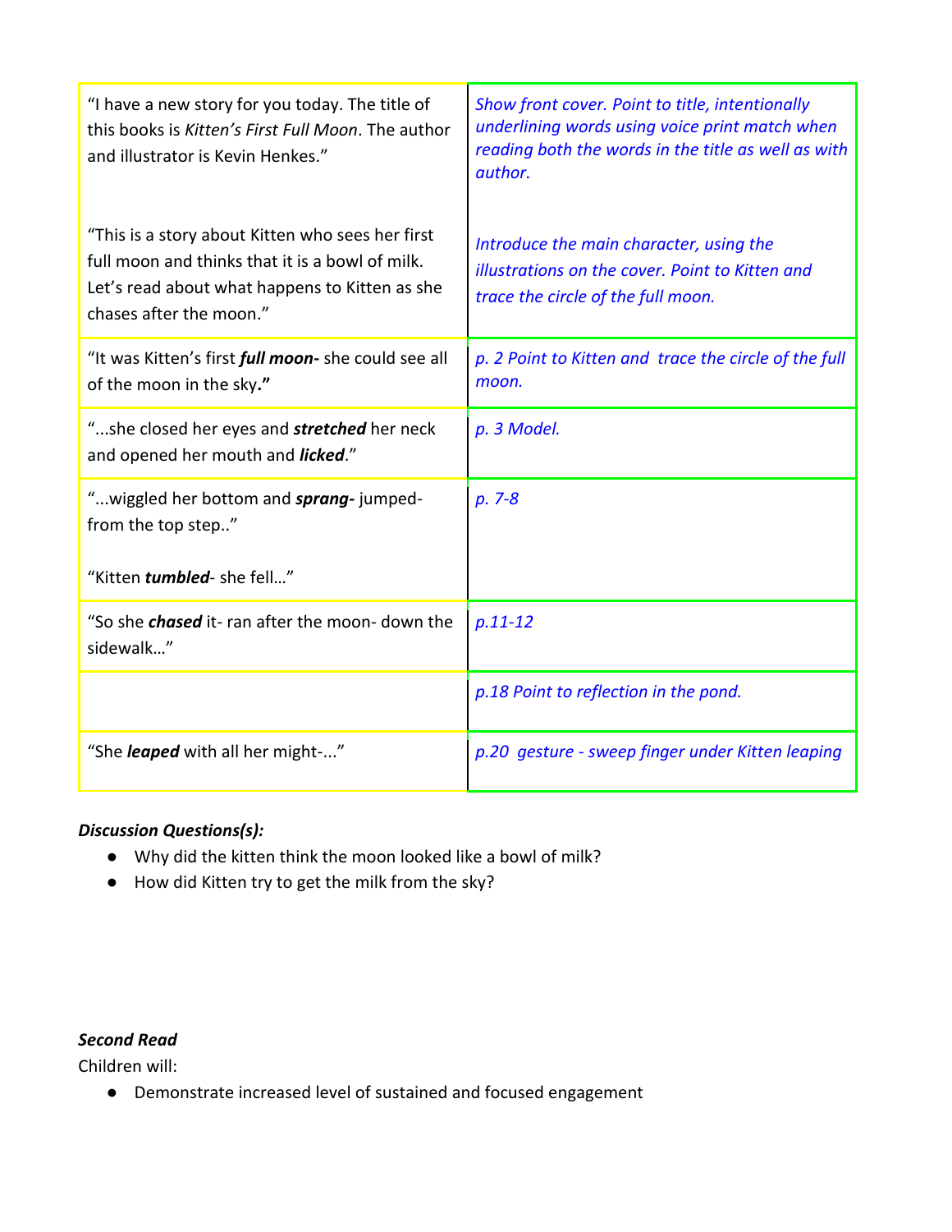| | |
|---|---|
| "I have a new story for you today. The title of this books is *Kitten's First Full Moon*. The author and illustrator is Kevin Henkes."<br><br>"This is a story about Kitten who sees her first full moon and thinks that it is a bowl of milk. Let's read about what happens to Kitten as she chases after the moon." | *Show front cover. Point to title, intentionally underlining words using voice print match when reading both the words in the title as well as with author.*<br><br>*Introduce the main character, using the illustrations on the cover. Point to Kitten and trace the circle of the full moon.* |
| "It was Kitten's first ***full moon-*** she could see all of the moon in the sky**."** | *p. 2 Point to Kitten and trace the circle of the full moon.* |
| "...she closed her eyes and ***stretched*** her neck and opened her mouth and ***licked***." | *p. 3 Model.* |
| "...wiggled her bottom and ***sprang-*** jumped- from the top step.."<br><br>"Kitten ***tumbled***- she fell..." | *p. 7-8* |
| "So she ***chased*** it- ran after the moon- down the sidewalk..." | *p.11-12* |
| | *p.18 Point to reflection in the pond.* |
| "She ***leaped*** with all her might-..." | *p.20 gesture - sweep finger under Kitten leaping* |

***Discussion Questions(s):***

- Why did the kitten think the moon looked like a bowl of milk?
- How did Kitten try to get the milk from the sky?

***Second Read***

Children will:

- Demonstrate increased level of sustained and focused engagement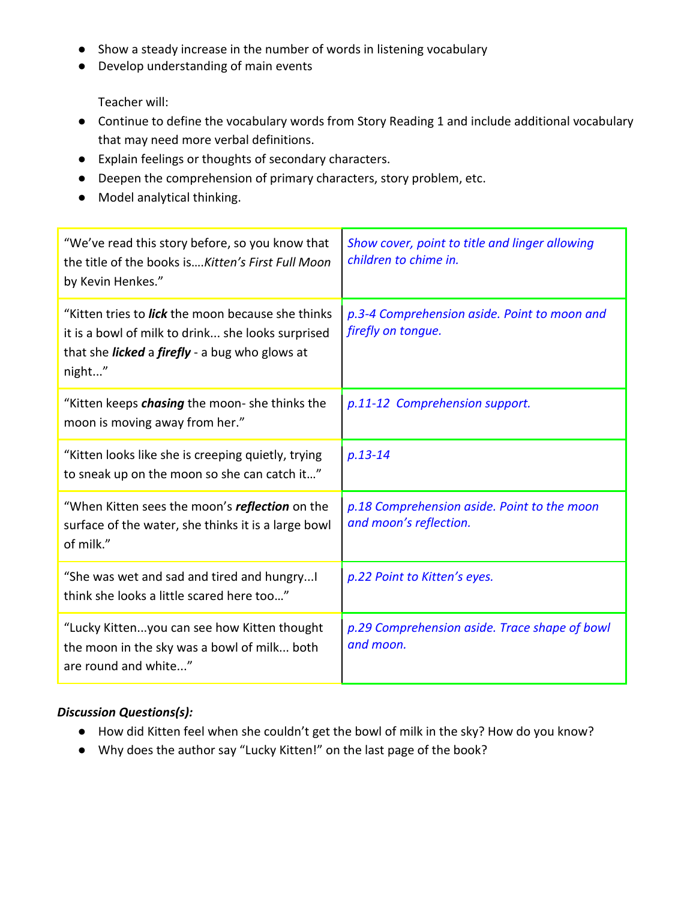- Show a steady increase in the number of words in listening vocabulary
- Develop understanding of main events

Teacher will:

- Continue to define the vocabulary words from Story Reading 1 and include additional vocabulary that may need more verbal definitions.
- Explain feelings or thoughts of secondary characters.
- Deepen the comprehension of primary characters, story problem, etc.
- Model analytical thinking.

| | |
|---|---|
| "We've read this story before, so you know that the title of the books is….*Kitten's First Full Moon* by Kevin Henkes." | *Show cover, point to title and linger allowing children to chime in.* |
| "Kitten tries to ***lick*** the moon because she thinks it is a bowl of milk to drink... she looks surprised that she ***licked*** a ***firefly*** - a bug who glows at night..." | *p.3-4 Comprehension aside. Point to moon and firefly on tongue.* |
| "Kitten keeps ***chasing*** the moon- she thinks the moon is moving away from her." | *p.11-12 Comprehension support.* |
| "Kitten looks like she is creeping quietly, trying to sneak up on the moon so she can catch it…" | *p.13-14* |
| "When Kitten sees the moon's ***reflection*** on the surface of the water, she thinks it is a large bowl of milk." | *p.18 Comprehension aside. Point to the moon and moon's reflection.* |
| "She was wet and sad and tired and hungry...I think she looks a little scared here too…" | *p.22 Point to Kitten's eyes.* |
| "Lucky Kitten...you can see how Kitten thought the moon in the sky was a bowl of milk... both are round and white..." | *p.29 Comprehension aside. Trace shape of bowl and moon.* |

***Discussion Questions(s):***

- How did Kitten feel when she couldn't get the bowl of milk in the sky? How do you know?
- Why does the author say "Lucky Kitten!" on the last page of the book?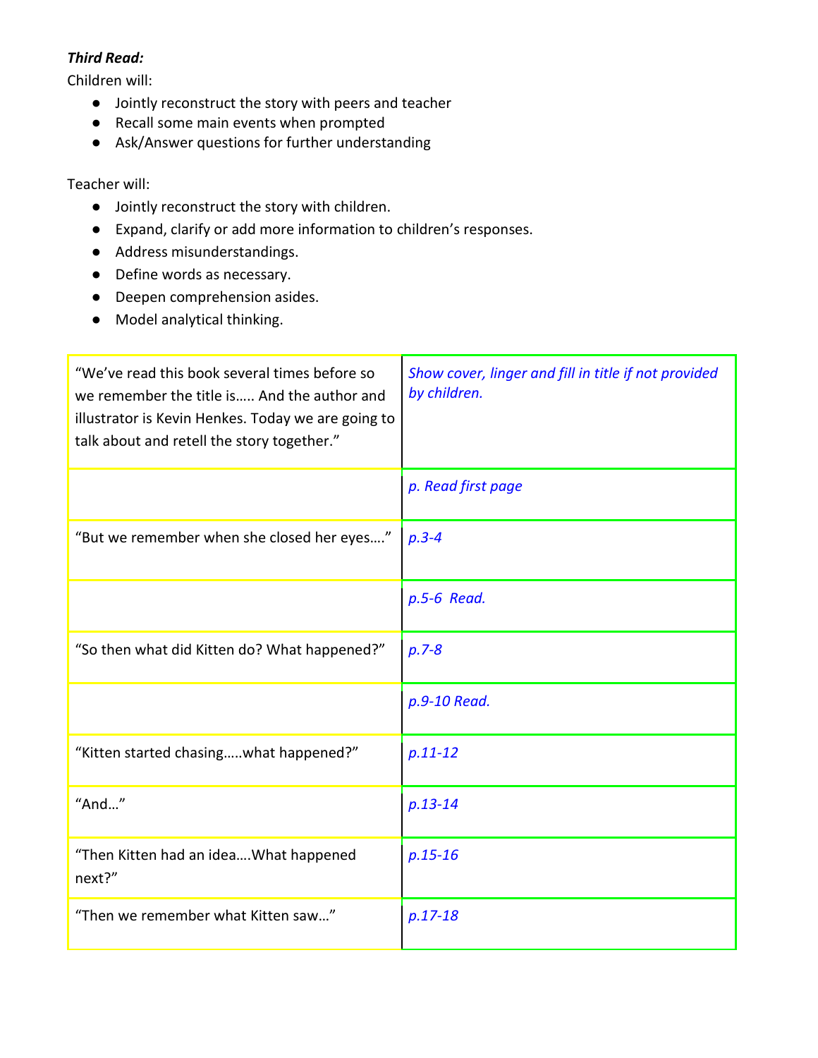***Third Read:***

Children will:

- Jointly reconstruct the story with peers and teacher
- Recall some main events when prompted
- Ask/Answer questions for further understanding

Teacher will:

- Jointly reconstruct the story with children.
- Expand, clarify or add more information to children's responses.
- Address misunderstandings.
- Define words as necessary.
- Deepen comprehension asides.
- Model analytical thinking.

| | |
|---|---|
| "We've read this book several times before so we remember the title is….. And the author and illustrator is Kevin Henkes. Today we are going to talk about and retell the story together." | *Show cover, linger and fill in title if not provided by children.* |
| | *p. Read first page* |
| "But we remember when she closed her eyes…." | *p.3-4* |
| | *p.5-6 Read.* |
| "So then what did Kitten do? What happened?" | *p.7-8* |
| | *p.9-10 Read.* |
| "Kitten started chasing…..what happened?" | *p.11-12* |
| "And…" | *p.13-14* |
| "Then Kitten had an idea….What happened next?" | *p.15-16* |
| "Then we remember what Kitten saw…" | *p.17-18* |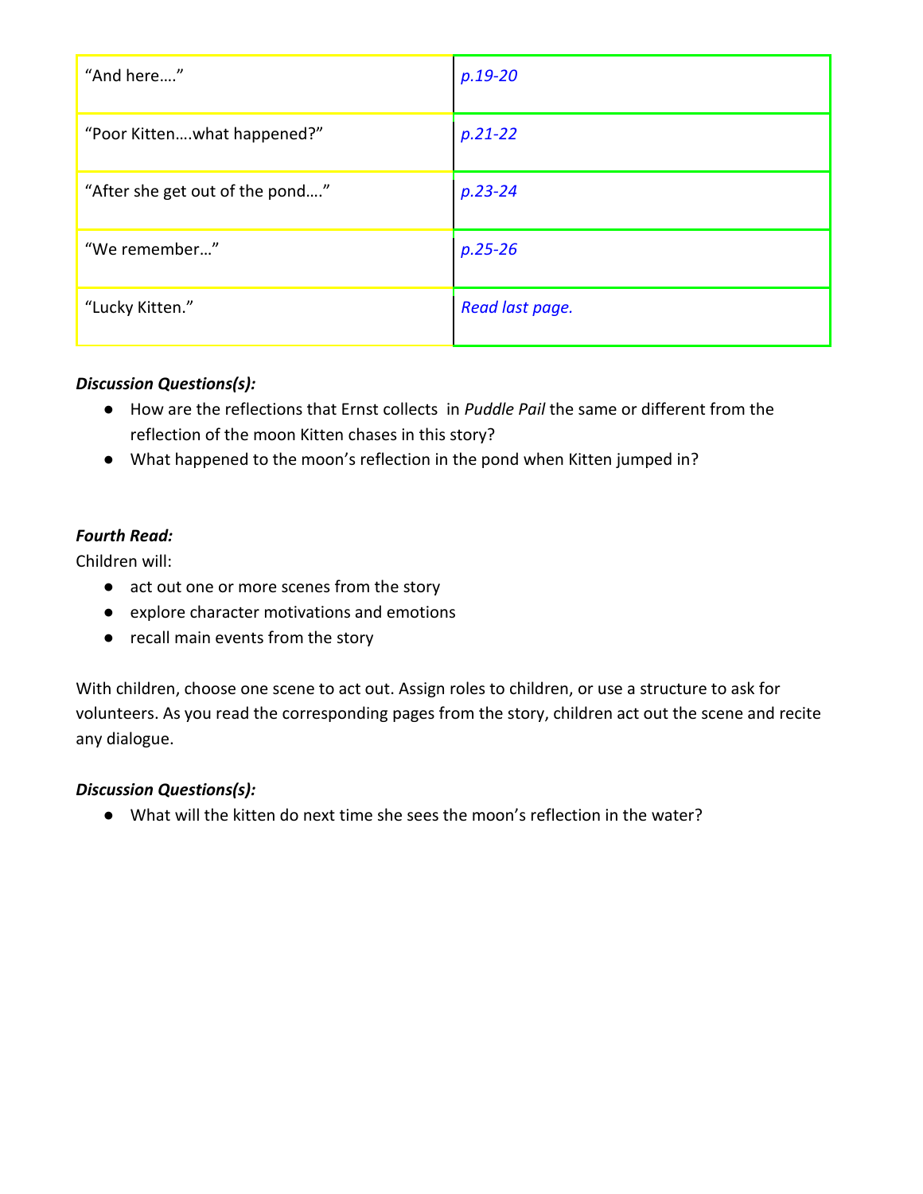| “And here….” | *p.19-20* |
|---|---|
| “Poor Kitten….what happened?” | *p.21-22* |
| “After she get out of the pond….” | *p.23-24* |
| “We remember…” | *p.25-26* |
| “Lucky Kitten.” | *Read last page.* |

***Discussion Questions(s):***

- How are the reflections that Ernst collects in *Puddle Pail* the same or different from the reflection of the moon Kitten chases in this story?
- What happened to the moon’s reflection in the pond when Kitten jumped in?

***Fourth Read:***

Children will:

- act out one or more scenes from the story
- explore character motivations and emotions
- recall main events from the story

With children, choose one scene to act out. Assign roles to children, or use a structure to ask for volunteers. As you read the corresponding pages from the story, children act out the scene and recite any dialogue.

***Discussion Questions(s):***

- What will the kitten do next time she sees the moon’s reflection in the water?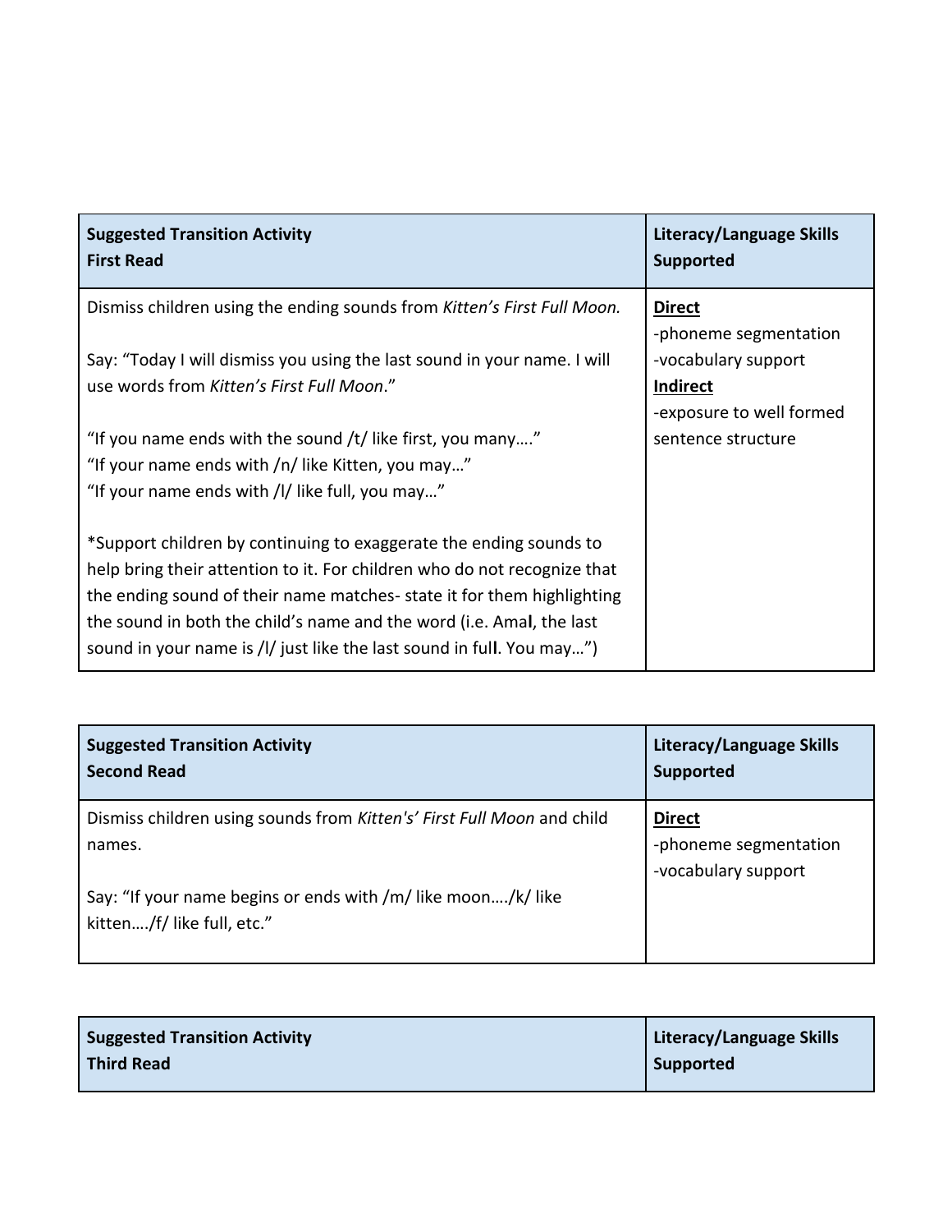| **Suggested Transition Activity**<br>**First Read** | **Literacy/Language Skills Supported** |
|---|---|
| Dismiss children using the ending sounds from *Kitten's First Full Moon.*<br><br>Say: "Today I will dismiss you using the last sound in your name. I will use words from *Kitten's First Full Moon*."<br><br>"If you name ends with the sound /t/ like first, you many…."<br>"If your name ends with /n/ like Kitten, you may…"<br>"If your name ends with /l/ like full, you may…"<br><br>*Support children by continuing to exaggerate the ending sounds to help bring their attention to it. For children who do not recognize that the ending sound of their name matches- state it for them highlighting the sound in both the child's name and the word (i.e. Ama**l**, the last sound in your name is /l/ just like the last sound in ful**l**. You may…") | **<u>Direct</u>**<br>-phoneme segmentation<br>-vocabulary support<br>**<u>Indirect</u>**<br>-exposure to well formed sentence structure |

| **Suggested Transition Activity**<br>**Second Read** | **Literacy/Language Skills Supported** |
|---|---|
| Dismiss children using sounds from *Kitten's' First Full Moon* and child names.<br><br>Say: "If your name begins or ends with /m/ like moon…./k/ like kitten…./f/ like full, etc." | **<u>Direct</u>**<br>-phoneme segmentation<br>-vocabulary support |

| **Suggested Transition Activity**<br>**Third Read** | **Literacy/Language Skills Supported** |
|---|---|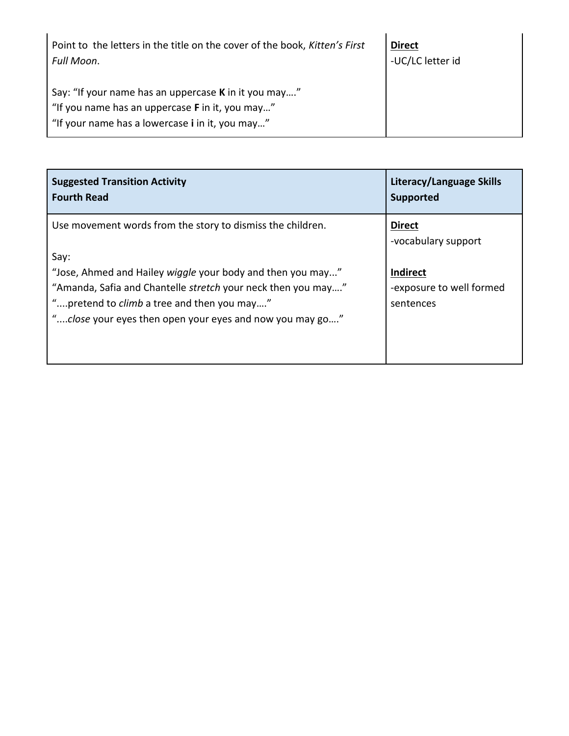| | |
|---|---|
| Point to the letters in the title on the cover of the book, *Kitten's First Full Moon*.<br><br>Say: "If your name has an uppercase **K** in it you may…."<br>"If you name has an uppercase **F** in it, you may…"<br>"If your name has a lowercase **i** in it, you may…" | **Direct**<br>-UC/LC letter id |

| **Suggested Transition Activity**<br>**Fourth Read** | **Literacy/Language Skills Supported** |
|---|---|
| Use movement words from the story to dismiss the children.<br><br>Say:<br>"Jose, Ahmed and Hailey *wiggle* your body and then you may..."<br>"Amanda, Safia and Chantelle *stretch* your neck then you may…."<br>"....pretend to *climb* a tree and then you may…."<br>"....*close* your eyes then open your eyes and now you may go…." | **Direct**<br>-vocabulary support<br><br>**Indirect**<br>-exposure to well formed sentences |